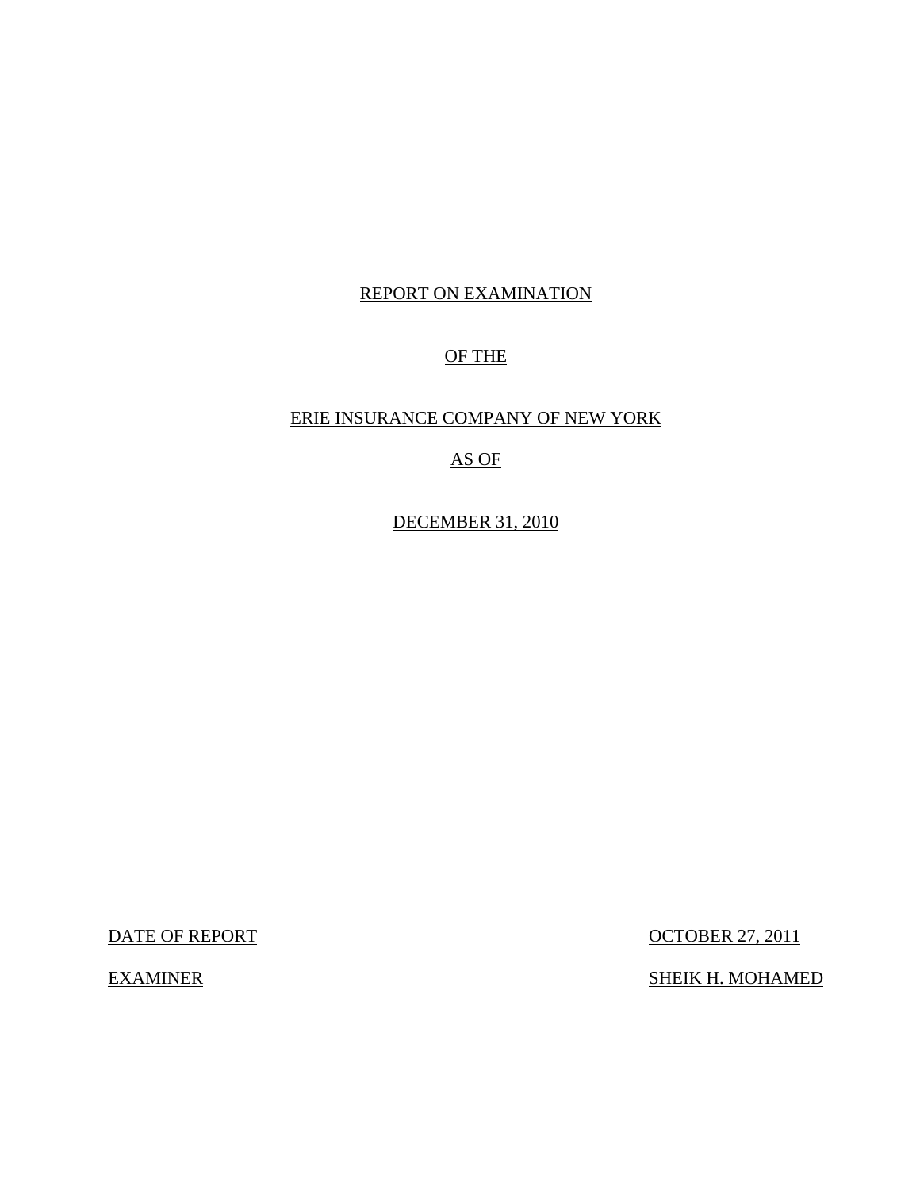# REPORT ON EXAMINATION

# OF THE

# ERIE INSURANCE COMPANY OF NEW YORK

# AS OF

# DECEMBER 31, 2010

DATE OF REPORT: OCTOBER 27, 2011

EXAMINER: SHEIK H. MOHAMED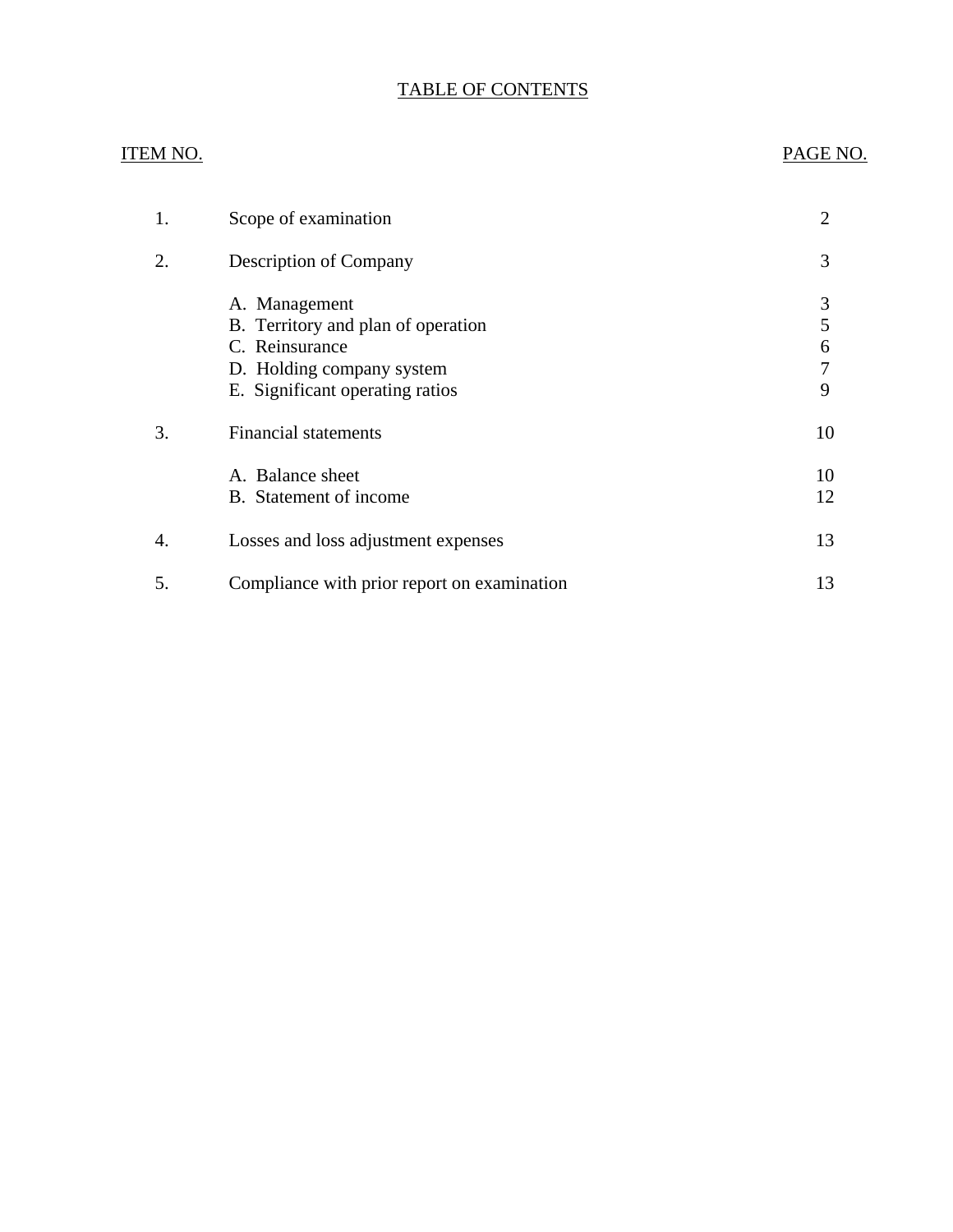# TABLE OF CONTENTS

| ITEM NO. | | PAGE NO. |
|---|---|---|
| 1. | Scope of examination | 2 |
| 2. | Description of Company | 3 |
| | A. Management | 3 |
| | B. Territory and plan of operation | 5 |
| | C. Reinsurance | 6 |
| | D. Holding company system | 7 |
| | E. Significant operating ratios | 9 |
| 3. | Financial statements | 10 |
| | A. Balance sheet | 10 |
| | B. Statement of income | 12 |
| 4. | Losses and loss adjustment expenses | 13 |
| 5. | Compliance with prior report on examination | 13 |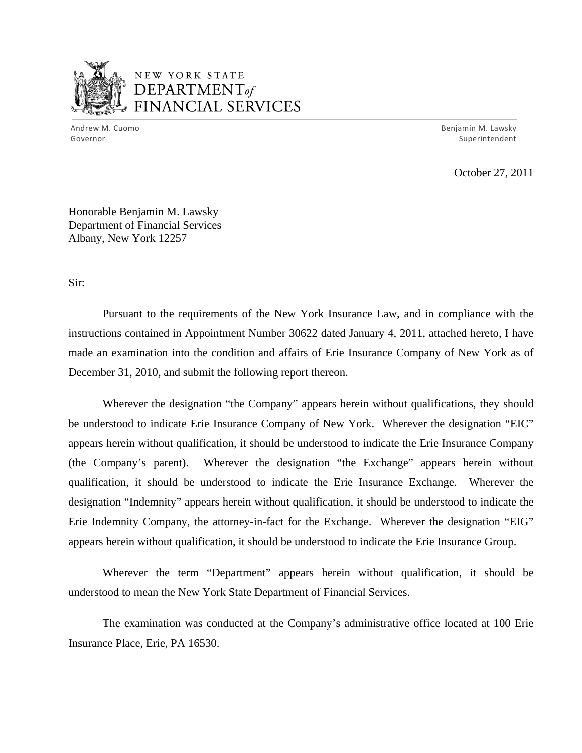NEW YORK STATE
DEPARTMENT *of*
FINANCIAL SERVICES

Andrew M. Cuomo
Governor

Benjamin M. Lawsky
Superintendent

October 27, 2011

Honorable Benjamin M. Lawsky
Department of Financial Services
Albany, New York 12257

Sir:

Pursuant to the requirements of the New York Insurance Law, and in compliance with the instructions contained in Appointment Number 30622 dated January 4, 2011, attached hereto, I have made an examination into the condition and affairs of Erie Insurance Company of New York as of December 31, 2010, and submit the following report thereon.

Wherever the designation "the Company" appears herein without qualifications, they should be understood to indicate Erie Insurance Company of New York. Wherever the designation "EIC" appears herein without qualification, it should be understood to indicate the Erie Insurance Company (the Company's parent). Wherever the designation "the Exchange" appears herein without qualification, it should be understood to indicate the Erie Insurance Exchange. Wherever the designation "Indemnity" appears herein without qualification, it should be understood to indicate the Erie Indemnity Company, the attorney-in-fact for the Exchange. Wherever the designation "EIG" appears herein without qualification, it should be understood to indicate the Erie Insurance Group.

Wherever the term "Department" appears herein without qualification, it should be understood to mean the New York State Department of Financial Services.

The examination was conducted at the Company's administrative office located at 100 Erie Insurance Place, Erie, PA 16530.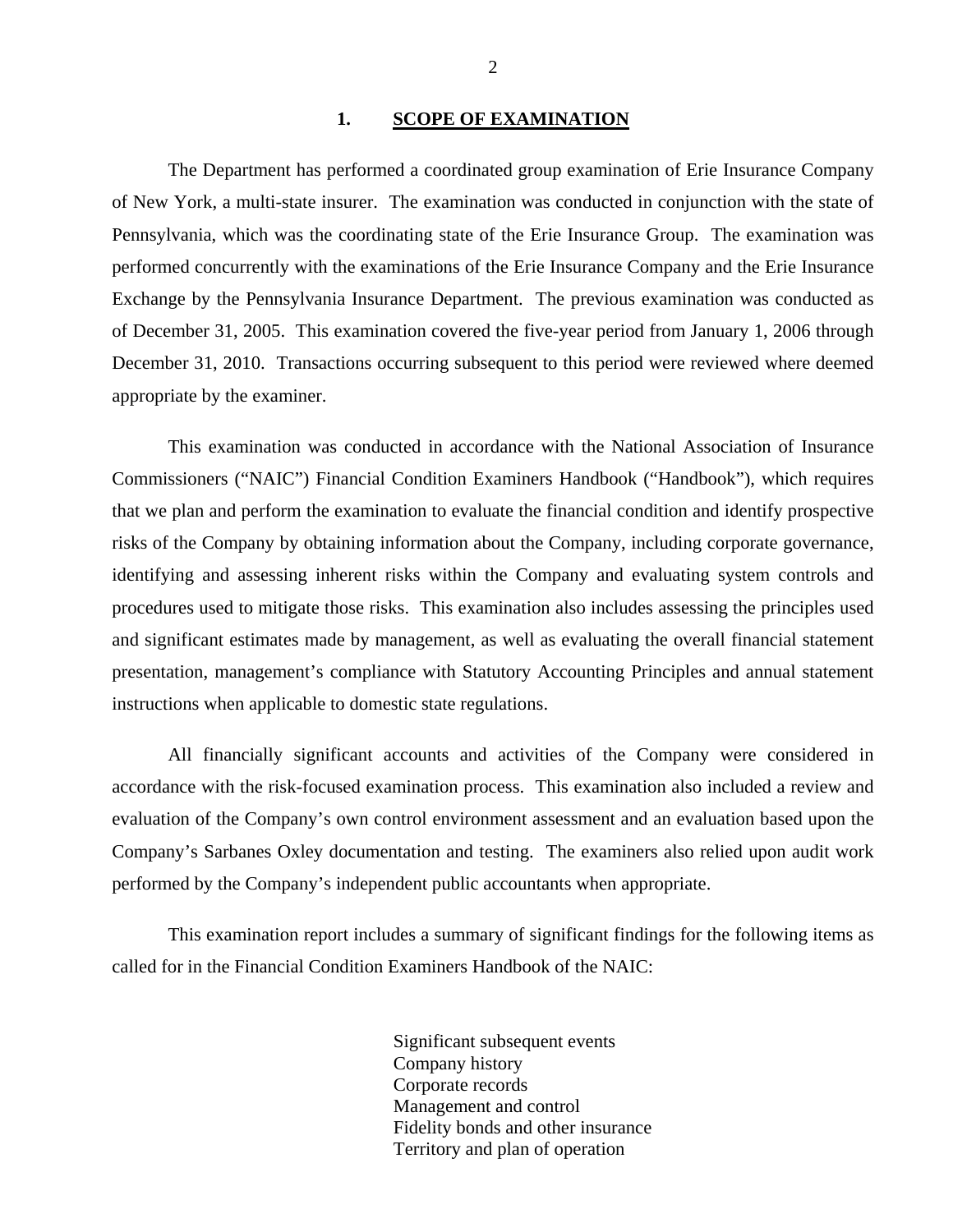## 1. SCOPE OF EXAMINATION

The Department has performed a coordinated group examination of Erie Insurance Company of New York, a multi-state insurer. The examination was conducted in conjunction with the state of Pennsylvania, which was the coordinating state of the Erie Insurance Group. The examination was performed concurrently with the examinations of the Erie Insurance Company and the Erie Insurance Exchange by the Pennsylvania Insurance Department. The previous examination was conducted as of December 31, 2005. This examination covered the five-year period from January 1, 2006 through December 31, 2010. Transactions occurring subsequent to this period were reviewed where deemed appropriate by the examiner.

This examination was conducted in accordance with the National Association of Insurance Commissioners ("NAIC") Financial Condition Examiners Handbook ("Handbook"), which requires that we plan and perform the examination to evaluate the financial condition and identify prospective risks of the Company by obtaining information about the Company, including corporate governance, identifying and assessing inherent risks within the Company and evaluating system controls and procedures used to mitigate those risks. This examination also includes assessing the principles used and significant estimates made by management, as well as evaluating the overall financial statement presentation, management's compliance with Statutory Accounting Principles and annual statement instructions when applicable to domestic state regulations.

All financially significant accounts and activities of the Company were considered in accordance with the risk-focused examination process. This examination also included a review and evaluation of the Company's own control environment assessment and an evaluation based upon the Company's Sarbanes Oxley documentation and testing. The examiners also relied upon audit work performed by the Company's independent public accountants when appropriate.

This examination report includes a summary of significant findings for the following items as called for in the Financial Condition Examiners Handbook of the NAIC:

Significant subsequent events
Company history
Corporate records
Management and control
Fidelity bonds and other insurance
Territory and plan of operation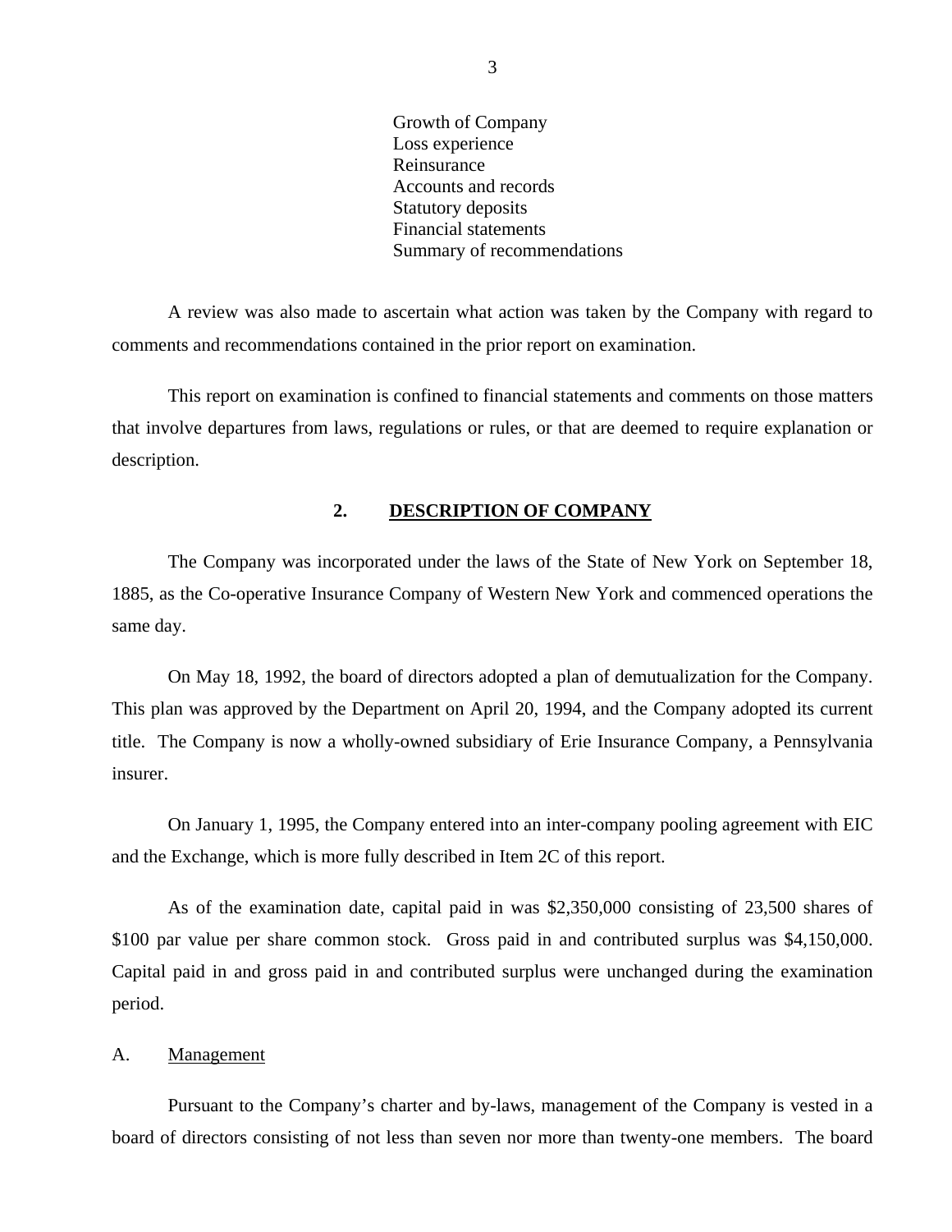Growth of Company
Loss experience
Reinsurance
Accounts and records
Statutory deposits
Financial statements
Summary of recommendations

A review was also made to ascertain what action was taken by the Company with regard to comments and recommendations contained in the prior report on examination.

This report on examination is confined to financial statements and comments on those matters that involve departures from laws, regulations or rules, or that are deemed to require explanation or description.

## 2. DESCRIPTION OF COMPANY

The Company was incorporated under the laws of the State of New York on September 18, 1885, as the Co-operative Insurance Company of Western New York and commenced operations the same day.

On May 18, 1992, the board of directors adopted a plan of demutualization for the Company. This plan was approved by the Department on April 20, 1994, and the Company adopted its current title. The Company is now a wholly-owned subsidiary of Erie Insurance Company, a Pennsylvania insurer.

On January 1, 1995, the Company entered into an inter-company pooling agreement with EIC and the Exchange, which is more fully described in Item 2C of this report.

As of the examination date, capital paid in was $2,350,000 consisting of 23,500 shares of $100 par value per share common stock. Gross paid in and contributed surplus was $4,150,000. Capital paid in and gross paid in and contributed surplus were unchanged during the examination period.

### A. Management

Pursuant to the Company's charter and by-laws, management of the Company is vested in a board of directors consisting of not less than seven nor more than twenty-one members. The board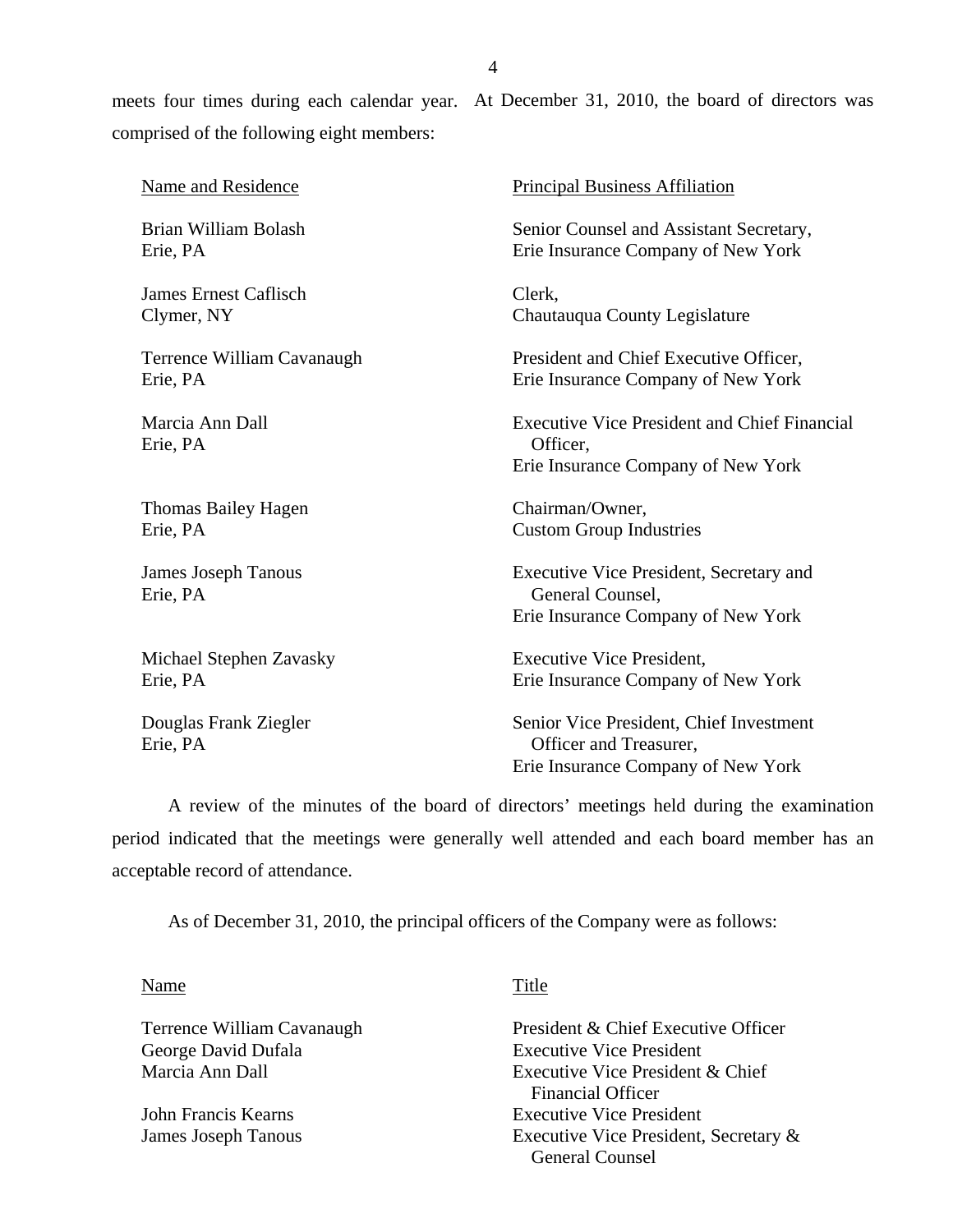meets four times during each calendar year. At December 31, 2010, the board of directors was comprised of the following eight members:

| Name and Residence | Principal Business Affiliation |
|---|---|
| Brian William Bolash<br>Erie, PA | Senior Counsel and Assistant Secretary,<br>Erie Insurance Company of New York |
| James Ernest Caflisch<br>Clymer, NY | Clerk,<br>Chautauqua County Legislature |
| Terrence William Cavanaugh<br>Erie, PA | President and Chief Executive Officer,<br>Erie Insurance Company of New York |
| Marcia Ann Dall<br>Erie, PA | Executive Vice President and Chief Financial Officer,<br>Erie Insurance Company of New York |
| Thomas Bailey Hagen<br>Erie, PA | Chairman/Owner,<br>Custom Group Industries |
| James Joseph Tanous<br>Erie, PA | Executive Vice President, Secretary and General Counsel,<br>Erie Insurance Company of New York |
| Michael Stephen Zavasky<br>Erie, PA | Executive Vice President,<br>Erie Insurance Company of New York |
| Douglas Frank Ziegler<br>Erie, PA | Senior Vice President, Chief Investment Officer and Treasurer,<br>Erie Insurance Company of New York |

A review of the minutes of the board of directors' meetings held during the examination period indicated that the meetings were generally well attended and each board member has an acceptable record of attendance.

As of December 31, 2010, the principal officers of the Company were as follows:

| Name | Title |
|---|---|
| Terrence William Cavanaugh | President & Chief Executive Officer |
| George David Dufala | Executive Vice President |
| Marcia Ann Dall | Executive Vice President & Chief Financial Officer |
| John Francis Kearns | Executive Vice President |
| James Joseph Tanous | Executive Vice President, Secretary & General Counsel |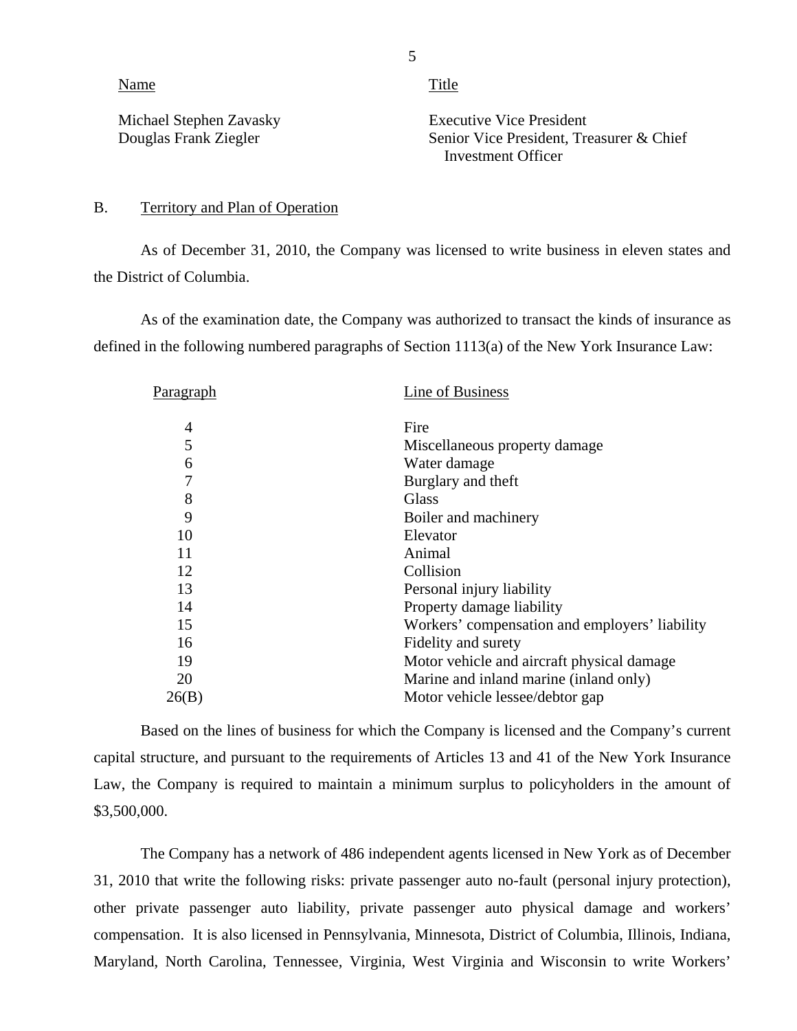| Name | Title |
|---|---|
| Michael Stephen Zavasky | Executive Vice President |
| Douglas Frank Ziegler | Senior Vice President, Treasurer & Chief Investment Officer |

B. Territory and Plan of Operation

As of December 31, 2010, the Company was licensed to write business in eleven states and the District of Columbia.

As of the examination date, the Company was authorized to transact the kinds of insurance as defined in the following numbered paragraphs of Section 1113(a) of the New York Insurance Law:

| Paragraph | Line of Business |
|---|---|
| 4 | Fire |
| 5 | Miscellaneous property damage |
| 6 | Water damage |
| 7 | Burglary and theft |
| 8 | Glass |
| 9 | Boiler and machinery |
| 10 | Elevator |
| 11 | Animal |
| 12 | Collision |
| 13 | Personal injury liability |
| 14 | Property damage liability |
| 15 | Workers' compensation and employers' liability |
| 16 | Fidelity and surety |
| 19 | Motor vehicle and aircraft physical damage |
| 20 | Marine and inland marine (inland only) |
| 26(B) | Motor vehicle lessee/debtor gap |

Based on the lines of business for which the Company is licensed and the Company's current capital structure, and pursuant to the requirements of Articles 13 and 41 of the New York Insurance Law, the Company is required to maintain a minimum surplus to policyholders in the amount of $3,500,000.

The Company has a network of 486 independent agents licensed in New York as of December 31, 2010 that write the following risks: private passenger auto no-fault (personal injury protection), other private passenger auto liability, private passenger auto physical damage and workers' compensation. It is also licensed in Pennsylvania, Minnesota, District of Columbia, Illinois, Indiana, Maryland, North Carolina, Tennessee, Virginia, West Virginia and Wisconsin to write Workers'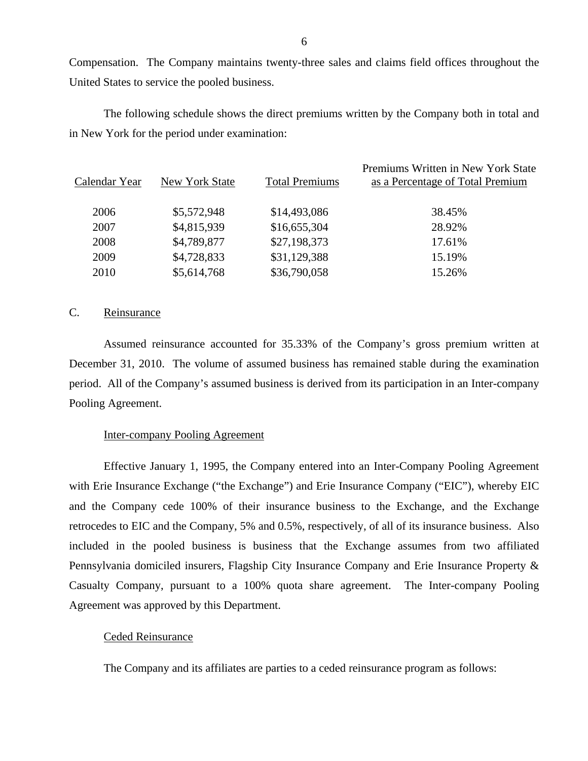Compensation. The Company maintains twenty-three sales and claims field offices throughout the United States to service the pooled business.

The following schedule shows the direct premiums written by the Company both in total and in New York for the period under examination:

| Calendar Year | New York State | Total Premiums | Premiums Written in New York State as a Percentage of Total Premium |
|---|---|---|---|
| 2006 | $5,572,948 | $14,493,086 | 38.45% |
| 2007 | $4,815,939 | $16,655,304 | 28.92% |
| 2008 | $4,789,877 | $27,198,373 | 17.61% |
| 2009 | $4,728,833 | $31,129,388 | 15.19% |
| 2010 | $5,614,768 | $36,790,058 | 15.26% |

C. Reinsurance

Assumed reinsurance accounted for 35.33% of the Company's gross premium written at December 31, 2010. The volume of assumed business has remained stable during the examination period. All of the Company's assumed business is derived from its participation in an Inter-company Pooling Agreement.

Inter-company Pooling Agreement

Effective January 1, 1995, the Company entered into an Inter-Company Pooling Agreement with Erie Insurance Exchange ("the Exchange") and Erie Insurance Company ("EIC"), whereby EIC and the Company cede 100% of their insurance business to the Exchange, and the Exchange retrocedes to EIC and the Company, 5% and 0.5%, respectively, of all of its insurance business. Also included in the pooled business is business that the Exchange assumes from two affiliated Pennsylvania domiciled insurers, Flagship City Insurance Company and Erie Insurance Property & Casualty Company, pursuant to a 100% quota share agreement. The Inter-company Pooling Agreement was approved by this Department.

Ceded Reinsurance

The Company and its affiliates are parties to a ceded reinsurance program as follows: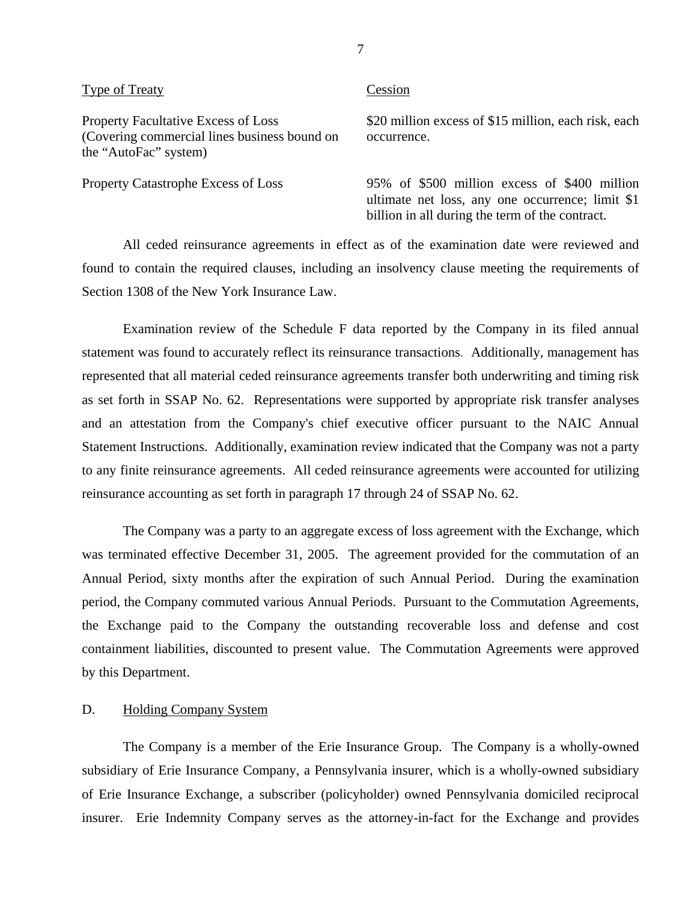| Type of Treaty | Cession |
| --- | --- |
| Property Facultative Excess of Loss (Covering commercial lines business bound on the "AutoFac" system) | $20 million excess of $15 million, each risk, each occurrence. |
| Property Catastrophe Excess of Loss | 95% of $500 million excess of $400 million ultimate net loss, any one occurrence; limit $1 billion in all during the term of the contract. |

All ceded reinsurance agreements in effect as of the examination date were reviewed and found to contain the required clauses, including an insolvency clause meeting the requirements of Section 1308 of the New York Insurance Law.

Examination review of the Schedule F data reported by the Company in its filed annual statement was found to accurately reflect its reinsurance transactions. Additionally, management has represented that all material ceded reinsurance agreements transfer both underwriting and timing risk as set forth in SSAP No. 62. Representations were supported by appropriate risk transfer analyses and an attestation from the Company's chief executive officer pursuant to the NAIC Annual Statement Instructions. Additionally, examination review indicated that the Company was not a party to any finite reinsurance agreements. All ceded reinsurance agreements were accounted for utilizing reinsurance accounting as set forth in paragraph 17 through 24 of SSAP No. 62.

The Company was a party to an aggregate excess of loss agreement with the Exchange, which was terminated effective December 31, 2005. The agreement provided for the commutation of an Annual Period, sixty months after the expiration of such Annual Period. During the examination period, the Company commuted various Annual Periods. Pursuant to the Commutation Agreements, the Exchange paid to the Company the outstanding recoverable loss and defense and cost containment liabilities, discounted to present value. The Commutation Agreements were approved by this Department.

## D. Holding Company System

The Company is a member of the Erie Insurance Group. The Company is a wholly-owned subsidiary of Erie Insurance Company, a Pennsylvania insurer, which is a wholly-owned subsidiary of Erie Insurance Exchange, a subscriber (policyholder) owned Pennsylvania domiciled reciprocal insurer. Erie Indemnity Company serves as the attorney-in-fact for the Exchange and provides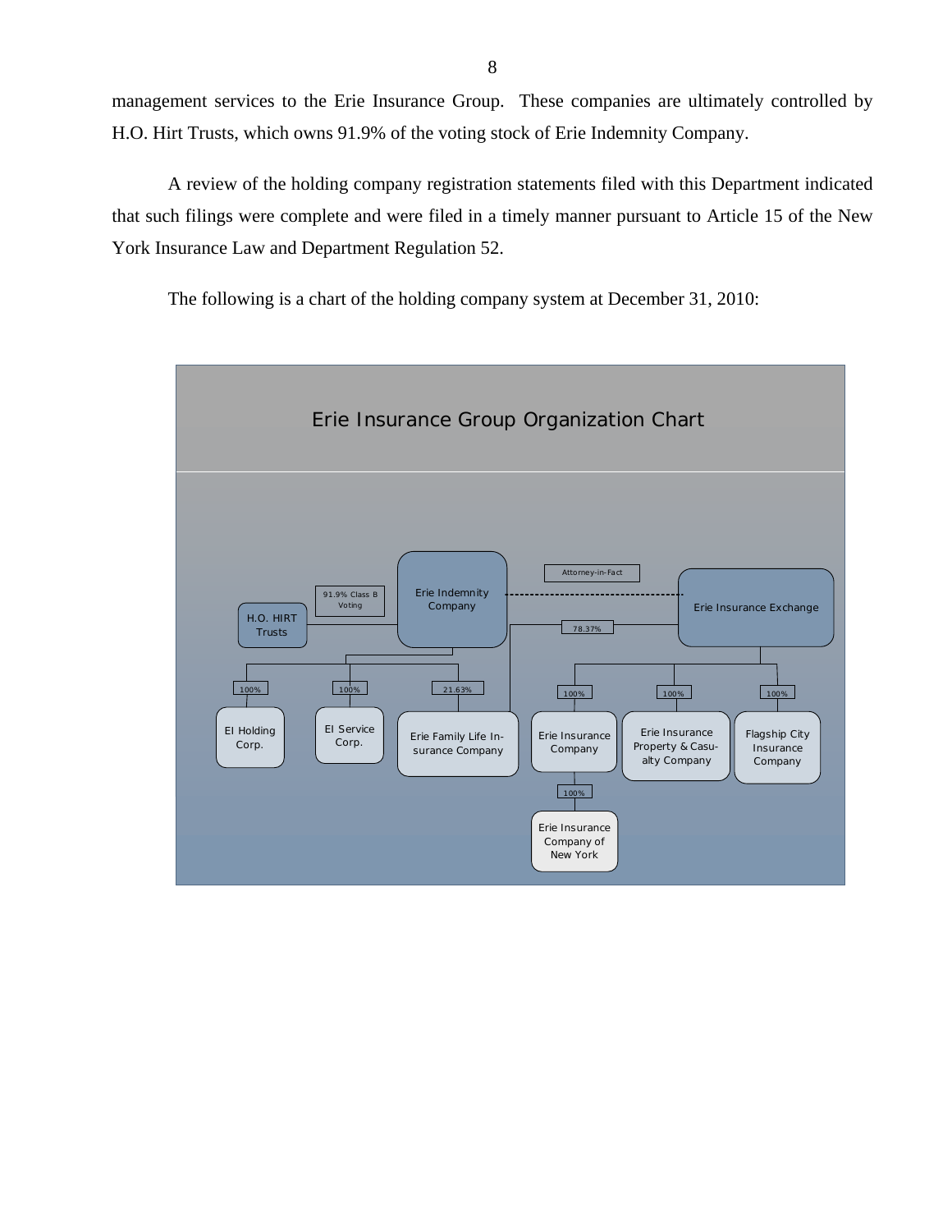management services to the Erie Insurance Group. These companies are ultimately controlled by H.O. Hirt Trusts, which owns 91.9% of the voting stock of Erie Indemnity Company.

A review of the holding company registration statements filed with this Department indicated that such filings were complete and were filed in a timely manner pursuant to Article 15 of the New York Insurance Law and Department Regulation 52.

The following is a chart of the holding company system at December 31, 2010:

Erie Insurance Group Organization Chart

- H.O. HIRT Trusts — 91.9% Class B Voting — Erie Indemnity Company
  - EI Holding Corp. (100%)
  - EI Service Corp. (100%)
  - Erie Family Life Insurance Company (21.63%)
- Erie Indemnity Company — Attorney-in-Fact — Erie Insurance Exchange
- Erie Insurance Exchange
  - Erie Family Life Insurance Company (78.37%)
  - Erie Insurance Company (100%)
    - Erie Insurance Company of New York (100%)
  - Erie Insurance Property & Casualty Company (100%)
  - Flagship City Insurance Company (100%)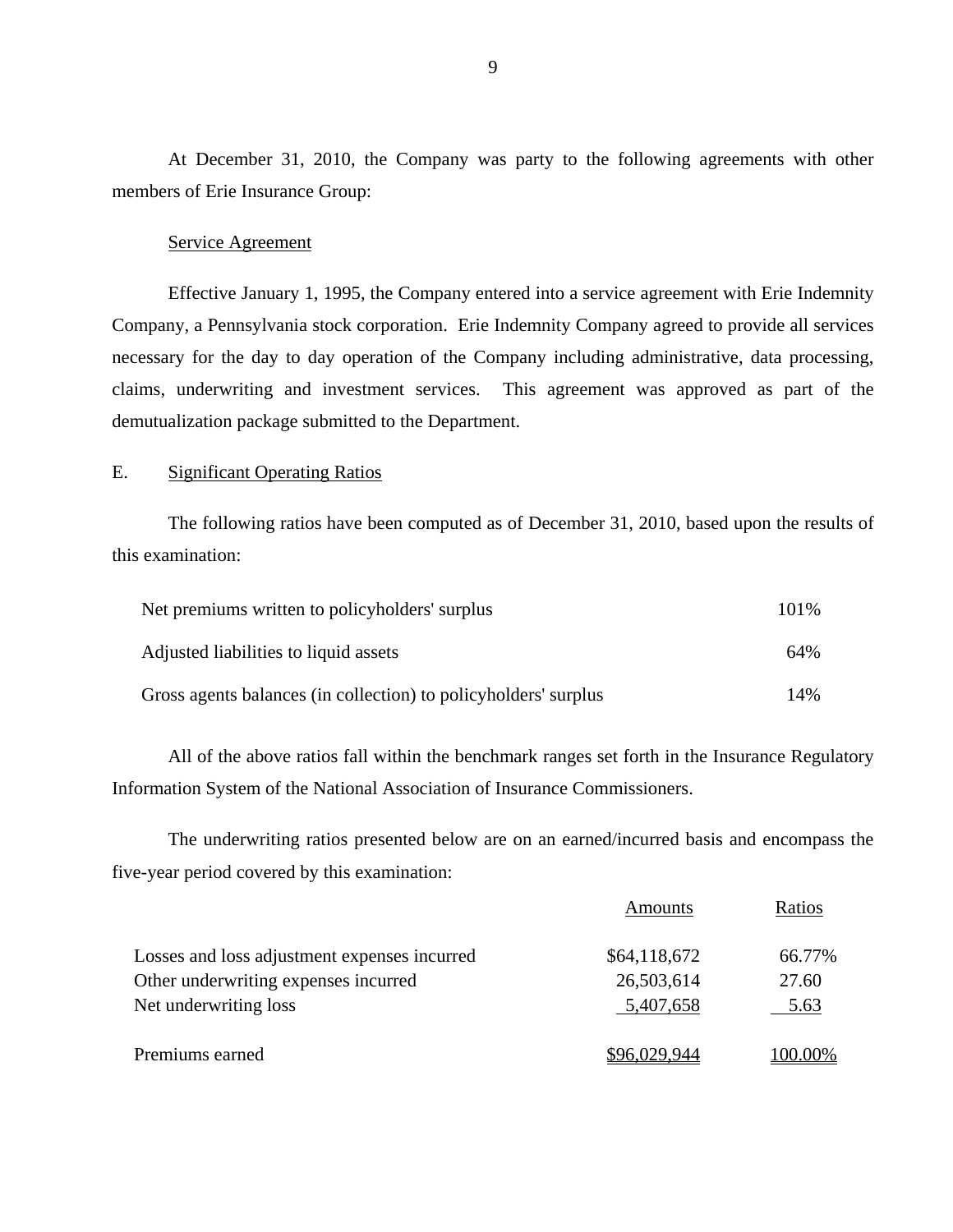At December 31, 2010, the Company was party to the following agreements with other members of Erie Insurance Group:

Service Agreement

Effective January 1, 1995, the Company entered into a service agreement with Erie Indemnity Company, a Pennsylvania stock corporation. Erie Indemnity Company agreed to provide all services necessary for the day to day operation of the Company including administrative, data processing, claims, underwriting and investment services. This agreement was approved as part of the demutualization package submitted to the Department.

## E. Significant Operating Ratios

The following ratios have been computed as of December 31, 2010, based upon the results of this examination:

| | |
|---|---|
| Net premiums written to policyholders' surplus | 101% |
| Adjusted liabilities to liquid assets | 64% |
| Gross agents balances (in collection) to policyholders' surplus | 14% |

All of the above ratios fall within the benchmark ranges set forth in the Insurance Regulatory Information System of the National Association of Insurance Commissioners.

The underwriting ratios presented below are on an earned/incurred basis and encompass the five-year period covered by this examination:

| | Amounts | Ratios |
|---|---|---|
| Losses and loss adjustment expenses incurred | $64,118,672 | 66.77% |
| Other underwriting expenses incurred | 26,503,614 | 27.60 |
| Net underwriting loss | 5,407,658 | 5.63 |
| Premiums earned | $96,029,944 | 100.00% |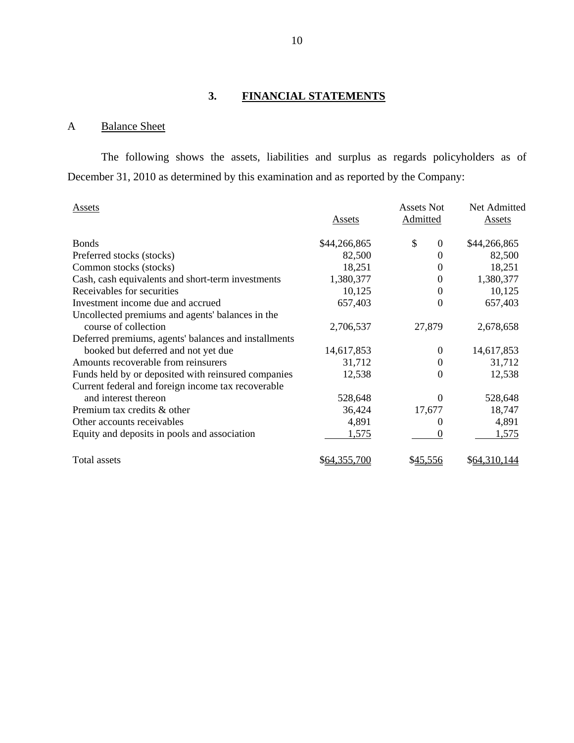## 3. FINANCIAL STATEMENTS

### A Balance Sheet

The following shows the assets, liabilities and surplus as regards policyholders as of December 31, 2010 as determined by this examination and as reported by the Company:

| Assets | Assets | Assets Not Admitted | Net Admitted Assets |
|---|---|---|---|
| Bonds | $44,266,865 | $ 0 | $44,266,865 |
| Preferred stocks (stocks) | 82,500 | 0 | 82,500 |
| Common stocks (stocks) | 18,251 | 0 | 18,251 |
| Cash, cash equivalents and short-term investments | 1,380,377 | 0 | 1,380,377 |
| Receivables for securities | 10,125 | 0 | 10,125 |
| Investment income due and accrued | 657,403 | 0 | 657,403 |
| Uncollected premiums and agents' balances in the course of collection | 2,706,537 | 27,879 | 2,678,658 |
| Deferred premiums, agents' balances and installments booked but deferred and not yet due | 14,617,853 | 0 | 14,617,853 |
| Amounts recoverable from reinsurers | 31,712 | 0 | 31,712 |
| Funds held by or deposited with reinsured companies | 12,538 | 0 | 12,538 |
| Current federal and foreign income tax recoverable and interest thereon | 528,648 | 0 | 528,648 |
| Premium tax credits & other | 36,424 | 17,677 | 18,747 |
| Other accounts receivables | 4,891 | 0 | 4,891 |
| Equity and deposits in pools and association | 1,575 | 0 | 1,575 |
| Total assets | $64,355,700 | $45,556 | $64,310,144 |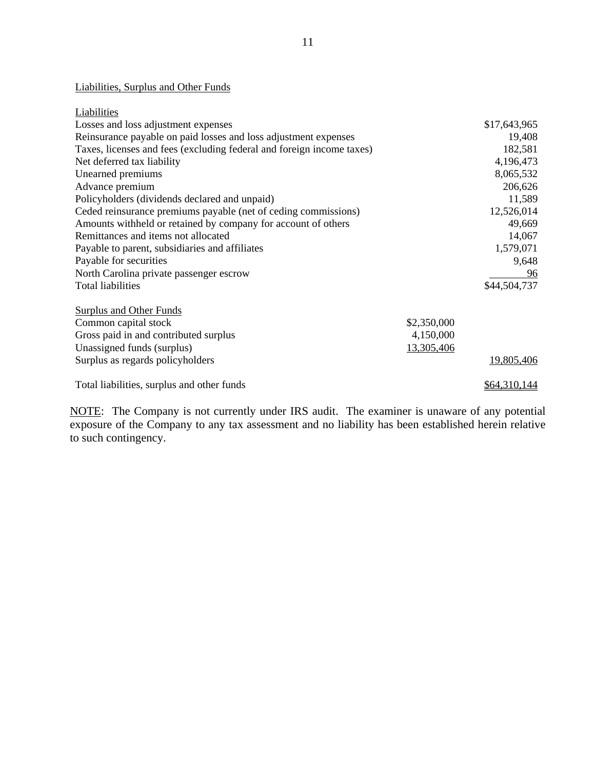## Liabilities, Surplus and Other Funds

| Liabilities | | |
|---|---|---|
| Losses and loss adjustment expenses | | $17,643,965 |
| Reinsurance payable on paid losses and loss adjustment expenses | | 19,408 |
| Taxes, licenses and fees (excluding federal and foreign income taxes) | | 182,581 |
| Net deferred tax liability | | 4,196,473 |
| Unearned premiums | | 8,065,532 |
| Advance premium | | 206,626 |
| Policyholders (dividends declared and unpaid) | | 11,589 |
| Ceded reinsurance premiums payable (net of ceding commissions) | | 12,526,014 |
| Amounts withheld or retained by company for account of others | | 49,669 |
| Remittances and items not allocated | | 14,067 |
| Payable to parent, subsidiaries and affiliates | | 1,579,071 |
| Payable for securities | | 9,648 |
| North Carolina private passenger escrow | | 96 |
| Total liabilities | | $44,504,737 |
| | | |
| Surplus and Other Funds | | |
| Common capital stock | $2,350,000 | |
| Gross paid in and contributed surplus | 4,150,000 | |
| Unassigned funds (surplus) | 13,305,406 | |
| Surplus as regards policyholders | | 19,805,406 |
| | | |
| Total liabilities, surplus and other funds | | $64,310,144 |

NOTE: The Company is not currently under IRS audit. The examiner is unaware of any potential exposure of the Company to any tax assessment and no liability has been established herein relative to such contingency.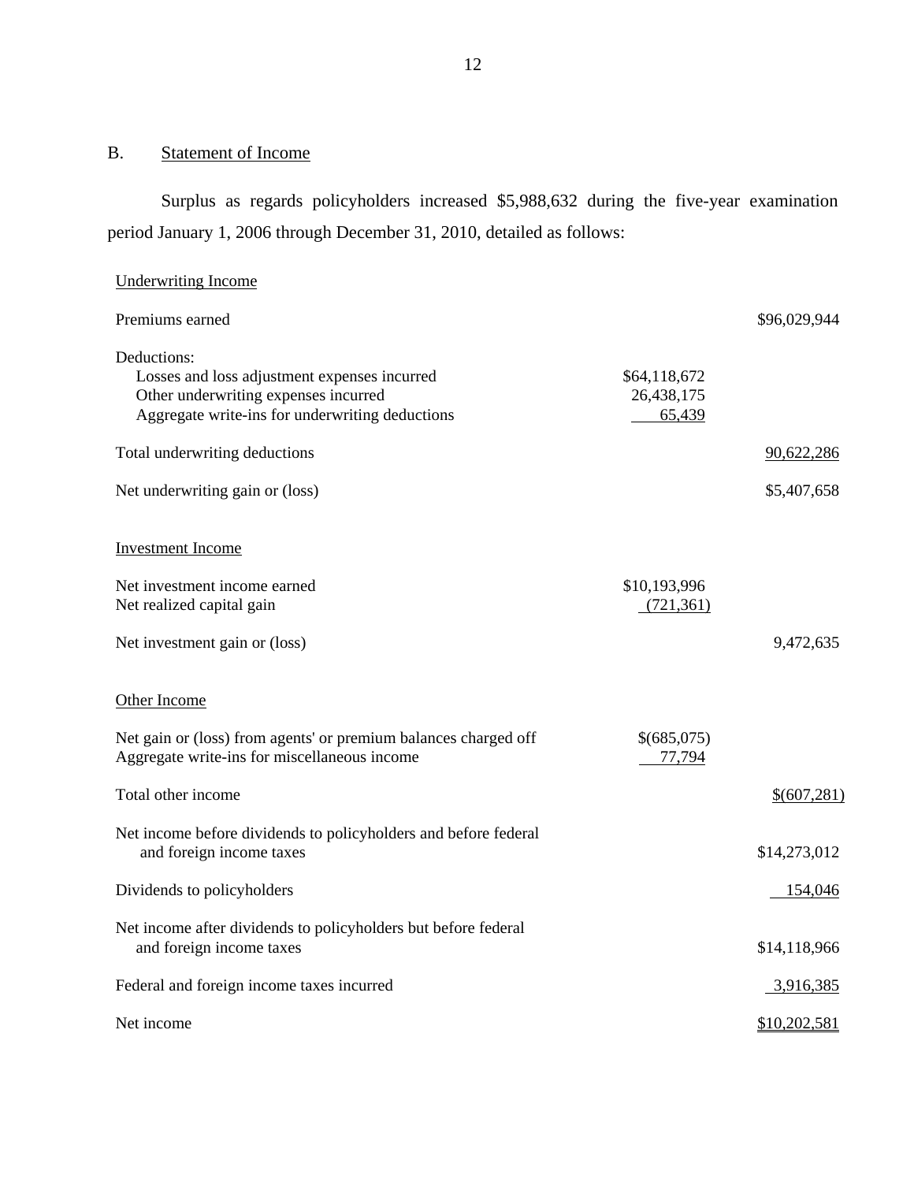## B. Statement of Income

Surplus as regards policyholders increased $5,988,632 during the five-year examination period January 1, 2006 through December 31, 2010, detailed as follows:

| | | |
|---|---|---|
| Underwriting Income | | |
| Premiums earned | | $96,029,944 |
| Deductions: | | |
| Losses and loss adjustment expenses incurred | $64,118,672 | |
| Other underwriting expenses incurred | 26,438,175 | |
| Aggregate write-ins for underwriting deductions | 65,439 | |
| Total underwriting deductions | | 90,622,286 |
| Net underwriting gain or (loss) | | $5,407,658 |
| Investment Income | | |
| Net investment income earned | $10,193,996 | |
| Net realized capital gain | (721,361) | |
| Net investment gain or (loss) | | 9,472,635 |
| Other Income | | |
| Net gain or (loss) from agents' or premium balances charged off | $(685,075) | |
| Aggregate write-ins for miscellaneous income | 77,794 | |
| Total other income | | $(607,281) |
| Net income before dividends to policyholders and before federal and foreign income taxes | | $14,273,012 |
| Dividends to policyholders | | 154,046 |
| Net income after dividends to policyholders but before federal and foreign income taxes | | $14,118,966 |
| Federal and foreign income taxes incurred | | 3,916,385 |
| Net income | | $10,202,581 |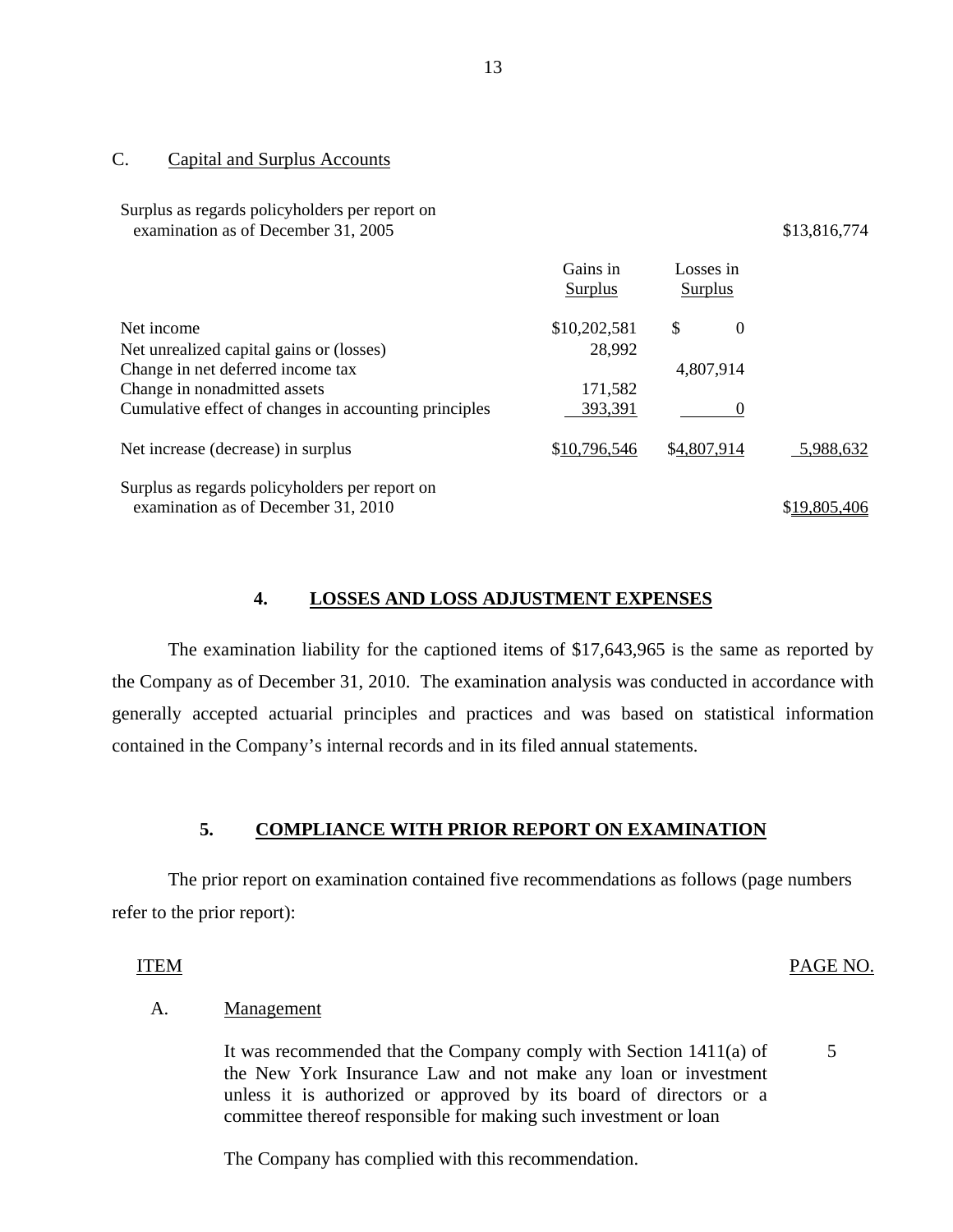## C. Capital and Surplus Accounts

| | Gains in Surplus | Losses in Surplus | |
|---|---|---|---|
| Surplus as regards policyholders per report on examination as of December 31, 2005 | | | $13,816,774 |
| Net income | $10,202,581 | $ 0 | |
| Net unrealized capital gains or (losses) | 28,992 | | |
| Change in net deferred income tax | | 4,807,914 | |
| Change in nonadmitted assets | 171,582 | | |
| Cumulative effect of changes in accounting principles | 393,391 | 0 | |
| Net increase (decrease) in surplus | $10,796,546 | $4,807,914 | 5,988,632 |
| Surplus as regards policyholders per report on examination as of December 31, 2010 | | | $19,805,406 |

## 4. LOSSES AND LOSS ADJUSTMENT EXPENSES

The examination liability for the captioned items of $17,643,965 is the same as reported by the Company as of December 31, 2010. The examination analysis was conducted in accordance with generally accepted actuarial principles and practices and was based on statistical information contained in the Company's internal records and in its filed annual statements.

## 5. COMPLIANCE WITH PRIOR REPORT ON EXAMINATION

The prior report on examination contained five recommendations as follows (page numbers refer to the prior report):

| ITEM | | PAGE NO. |
|---|---|---|
| A. | Management | |
| | It was recommended that the Company comply with Section 1411(a) of the New York Insurance Law and not make any loan or investment unless it is authorized or approved by its board of directors or a committee thereof responsible for making such investment or loan | 5 |
| | The Company has complied with this recommendation. | |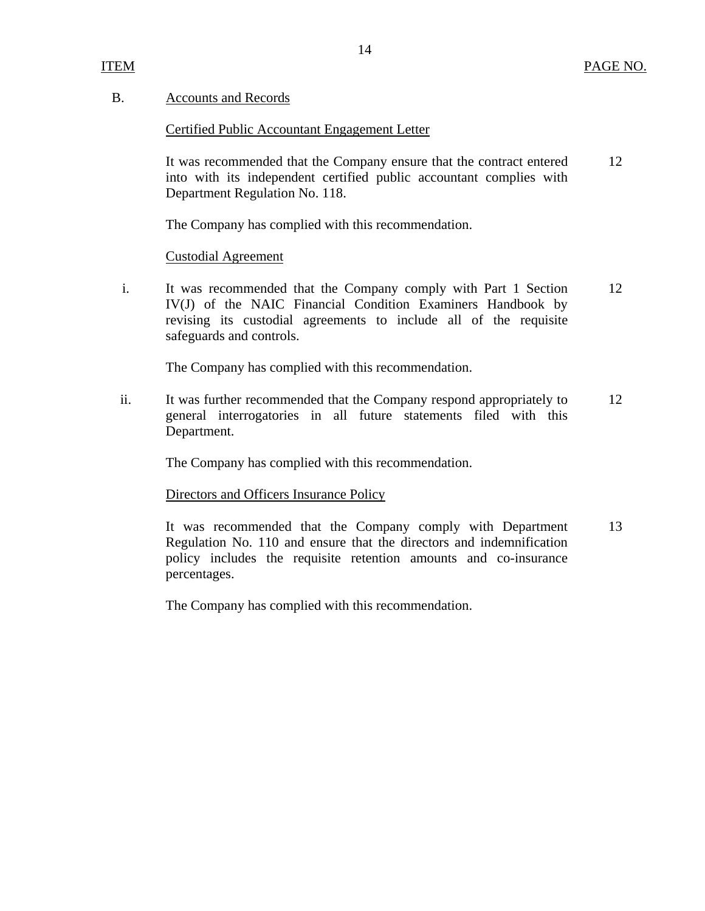| ITEM | | PAGE NO. |
|---|---|---|
| B. | Accounts and Records | |
| | Certified Public Accountant Engagement Letter | |
| | It was recommended that the Company ensure that the contract entered into with its independent certified public accountant complies with Department Regulation No. 118. | 12 |
| | The Company has complied with this recommendation. | |
| | Custodial Agreement | |
| i. | It was recommended that the Company comply with Part 1 Section IV(J) of the NAIC Financial Condition Examiners Handbook by revising its custodial agreements to include all of the requisite safeguards and controls. | 12 |
| | The Company has complied with this recommendation. | |
| ii. | It was further recommended that the Company respond appropriately to general interrogatories in all future statements filed with this Department. | 12 |
| | The Company has complied with this recommendation. | |
| | Directors and Officers Insurance Policy | |
| | It was recommended that the Company comply with Department Regulation No. 110 and ensure that the directors and indemnification policy includes the requisite retention amounts and co-insurance percentages. | 13 |
| | The Company has complied with this recommendation. | |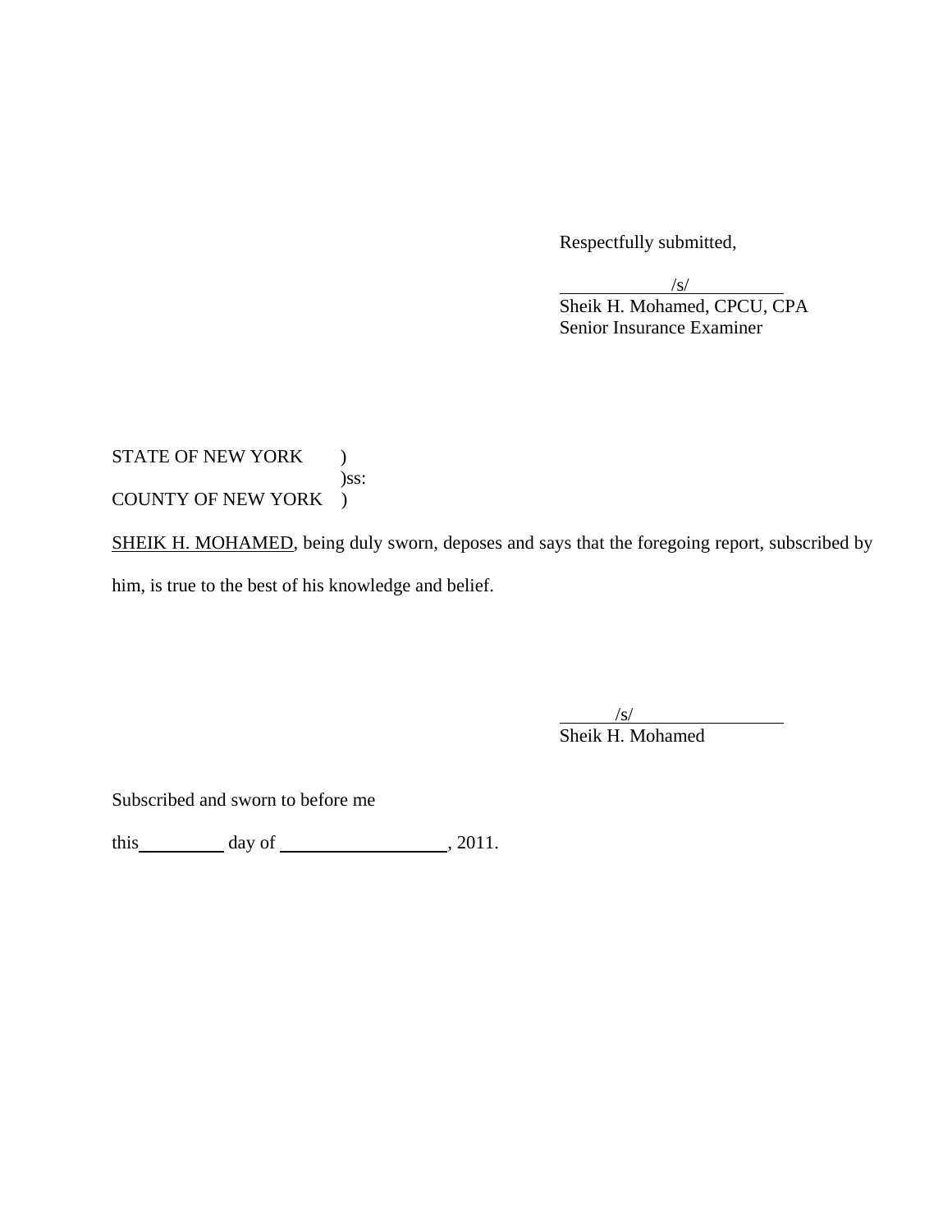Respectfully submitted,

/s/

Sheik H. Mohamed, CPCU, CPA
Senior Insurance Examiner

STATE OF NEW YORK )
)ss:
COUNTY OF NEW YORK )

SHEIK H. MOHAMED, being duly sworn, deposes and says that the foregoing report, subscribed by him, is true to the best of his knowledge and belief.

/s/

Sheik H. Mohamed

Subscribed and sworn to before me

this\_\_\_\_\_\_\_\_\_\_ day of \_\_\_\_\_\_\_\_\_\_\_\_\_\_\_\_\_\_\_, 2011.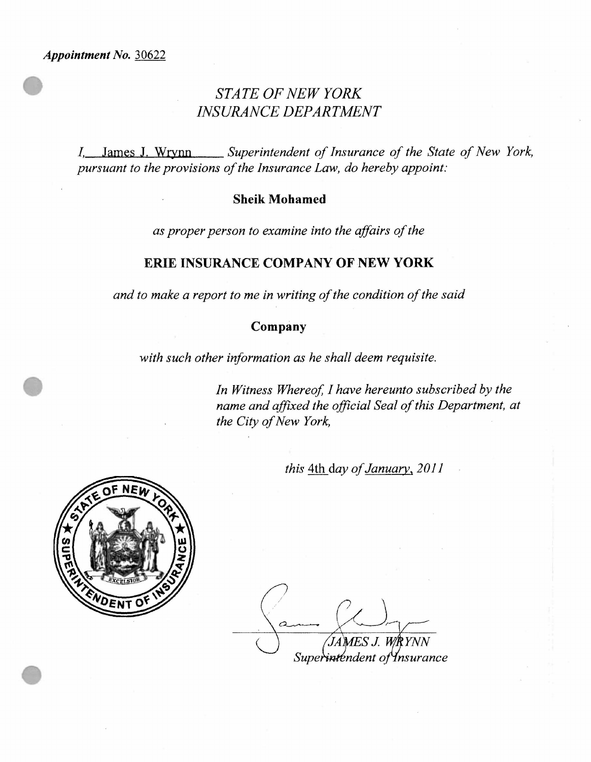*Appointment No.* 30622

## *STATE OF NEW YORK*
## *INSURANCE DEPARTMENT*

*I,* James J. Wrynn *Superintendent of Insurance of the State of New York, pursuant to the provisions of the Insurance Law, do hereby appoint:*

**Sheik Mohamed**

*as proper person to examine into the affairs of the*

**ERIE INSURANCE COMPANY OF NEW YORK**

*and to make a report to me in writing of the condition of the said*

**Company**

*with such other information as he shall deem requisite.*

*In Witness Whereof, I have hereunto subscribed by the name and affixed the official Seal of this Department, at the City of New York,*

*this* 4th *day of* *January, 2011*

*JAMES J. WRYNN*
*Superintendent of Insurance*